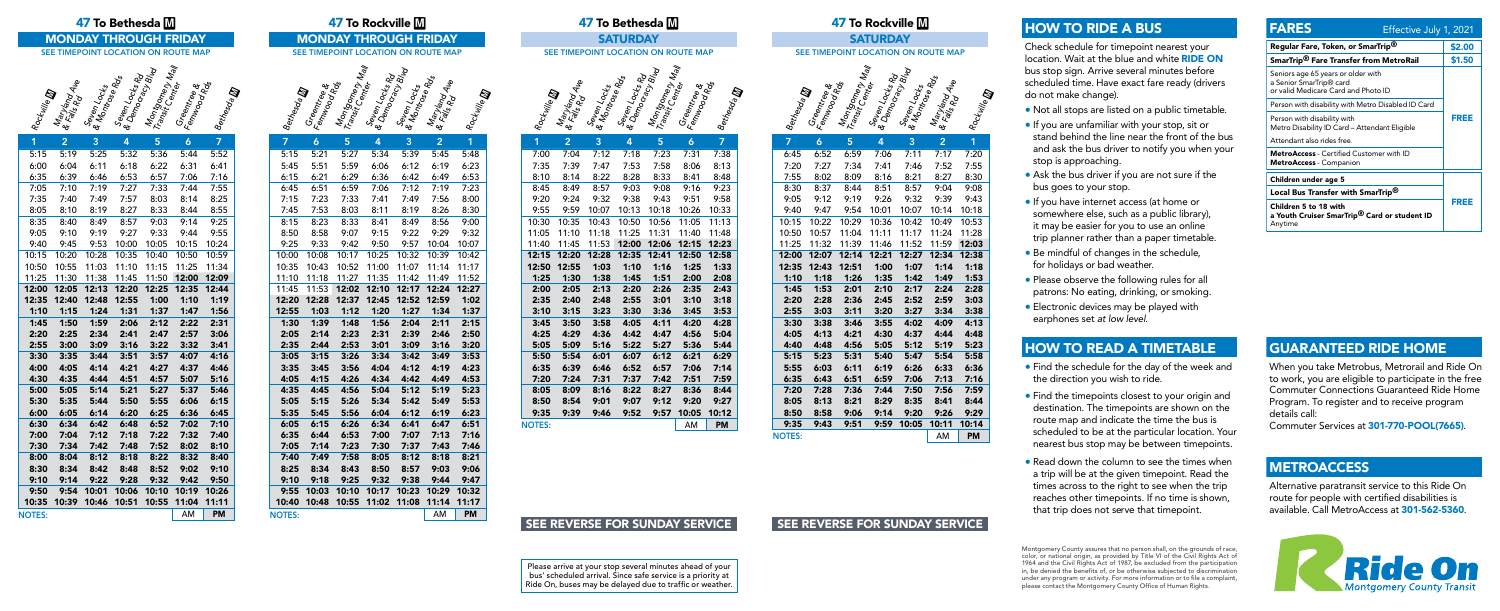# 47 To Bethesda M

## MONDAY THROUGH FRIDAY

SEE TIMEPOINT LOCATION ON ROUTE MAP

| Rockville M | Maryland Ave & Falls Rd | Seven Locks & Montrose Rds | Seven Locks Rd & Democracy Blvd | Montgomery Mall Transit Center | Greentree & Fernwood Rds | Bethesda M |
|---|---|---|---|---|---|---|
| 1 | 2 | 3 | 4 | 5 | 6 | 7 |
| 5:15 | 5:19 | 5:25 | 5:32 | 5:36 | 5:44 | 5:52 |
| 6:00 | 6:04 | 6:11 | 6:18 | 6:22 | 6:31 | 6:41 |
| 6:35 | 6:39 | 6:46 | 6:53 | 6:57 | 7:06 | 7:16 |
| 7:05 | 7:10 | 7:19 | 7:27 | 7:33 | 7:44 | 7:55 |
| 7:35 | 7:40 | 7:49 | 7:57 | 8:03 | 8:14 | 8:25 |
| 8:05 | 8:10 | 8:19 | 8:27 | 8:33 | 8:44 | 8:55 |
| 8:35 | 8:40 | 8:49 | 8:57 | 9:03 | 9:14 | 9:25 |
| 9:05 | 9:10 | 9:19 | 9:27 | 9:33 | 9:44 | 9:55 |
| 9:40 | 9:45 | 9:53 | 10:00 | 10:05 | 10:15 | 10:24 |
| 10:15 | 10:20 | 10:28 | 10:35 | 10:40 | 10:50 | 10:59 |
| 10:50 | 10:55 | 11:03 | 11:10 | 11:15 | 11:25 | 11:34 |
| 11:25 | 11:30 | 11:38 | 11:45 | 11:50 | 12:00 | 12:09 |
| 12:00 | 12:05 | 12:13 | 12:20 | 12:25 | 12:35 | 12:44 |
| 12:35 | 12:40 | 12:48 | 12:55 | 1:00 | 1:10 | 1:19 |
| 1:10 | 1:15 | 1:24 | 1:31 | 1:37 | 1:47 | 1:56 |
| 1:45 | 1:50 | 1:59 | 2:06 | 2:12 | 2:22 | 2:31 |
| 2:20 | 2:25 | 2:34 | 2:41 | 2:47 | 2:57 | 3:06 |
| 2:55 | 3:00 | 3:09 | 3:16 | 3:22 | 3:32 | 3:41 |
| 3:30 | 3:35 | 3:44 | 3:51 | 3:57 | 4:07 | 4:16 |
| 4:00 | 4:05 | 4:14 | 4:21 | 4:27 | 4:37 | 4:46 |
| 4:30 | 4:35 | 4:44 | 4:51 | 4:57 | 5:07 | 5:16 |
| 5:00 | 5:05 | 5:14 | 5:21 | 5:27 | 5:37 | 5:46 |
| 5:30 | 5:35 | 5:44 | 5:50 | 5:55 | 6:06 | 6:15 |
| 6:00 | 6:05 | 6:14 | 6:20 | 6:25 | 6:36 | 6:45 |
| 6:30 | 6:34 | 6:42 | 6:48 | 6:52 | 7:02 | 7:10 |
| 7:00 | 7:04 | 7:12 | 7:18 | 7:22 | 7:32 | 7:40 |
| 7:30 | 7:34 | 7:42 | 7:48 | 7:52 | 8:02 | 8:10 |
| 8:00 | 8:04 | 8:12 | 8:18 | 8:22 | 8:32 | 8:40 |
| 8:30 | 8:34 | 8:42 | 8:48 | 8:52 | 9:02 | 9:10 |
| 9:10 | 9:14 | 9:22 | 9:28 | 9:32 | 9:42 | 9:50 |
| 9:50 | 9:54 | 10:01 | 10:06 | 10:10 | 10:19 | 10:26 |
| 10:35 | 10:39 | 10:46 | 10:51 | 10:55 | 11:04 | 11:11 |

NOTES: AM **PM**

# 47 To Rockville M

## MONDAY THROUGH FRIDAY

SEE TIMEPOINT LOCATION ON ROUTE MAP

| Bethesda M | Greentree & Fernwood Rds | Montgomery Mall Transit Center | Seven Locks Rd & Democracy Blvd | Seven Locks & Montrose Rds | Maryland Ave & Falls Rd | Rockville M |
|---|---|---|---|---|---|---|
| 7 | 6 | 5 | 4 | 3 | 2 | 1 |
| 5:15 | 5:21 | 5:27 | 5:34 | 5:39 | 5:45 | 5:48 |
| 5:45 | 5:51 | 5:59 | 6:06 | 6:12 | 6:19 | 6:23 |
| 6:15 | 6:21 | 6:29 | 6:36 | 6:42 | 6:49 | 6:53 |
| 6:45 | 6:51 | 6:59 | 7:06 | 7:12 | 7:19 | 7:23 |
| 7:15 | 7:23 | 7:33 | 7:41 | 7:49 | 7:56 | 8:00 |
| 7:45 | 7:53 | 8:03 | 8:11 | 8:19 | 8:26 | 8:30 |
| 8:15 | 8:23 | 8:33 | 8:41 | 8:49 | 8:56 | 9:00 |
| 8:50 | 8:58 | 9:07 | 9:15 | 9:22 | 9:29 | 9:32 |
| 9:25 | 9:33 | 9:42 | 9:50 | 9:57 | 10:04 | 10:07 |
| 10:00 | 10:08 | 10:17 | 10:25 | 10:32 | 10:39 | 10:42 |
| 10:35 | 10:43 | 10:52 | 11:00 | 11:07 | 11:14 | 11:17 |
| 11:10 | 11:18 | 11:27 | 11:35 | 11:42 | 11:49 | 11:52 |
| 11:45 | 11:53 | 12:02 | 12:10 | 12:17 | 12:24 | 12:27 |
| 12:20 | 12:28 | 12:37 | 12:45 | 12:52 | 12:59 | 1:02 |
| 12:55 | 1:03 | 1:12 | 1:20 | 1:27 | 1:34 | 1:37 |
| 1:30 | 1:39 | 1:48 | 1:56 | 2:04 | 2:11 | 2:15 |
| 2:05 | 2:14 | 2:23 | 2:31 | 2:39 | 2:46 | 2:50 |
| 2:35 | 2:44 | 2:53 | 3:01 | 3:09 | 3:16 | 3:20 |
| 3:05 | 3:15 | 3:26 | 3:34 | 3:42 | 3:49 | 3:53 |
| 3:35 | 3:45 | 3:56 | 4:04 | 4:12 | 4:19 | 4:23 |
| 4:05 | 4:15 | 4:26 | 4:34 | 4:42 | 4:49 | 4:53 |
| 4:35 | 4:45 | 4:56 | 5:04 | 5:12 | 5:19 | 5:23 |
| 5:05 | 5:15 | 5:26 | 5:34 | 5:42 | 5:49 | 5:53 |
| 5:35 | 5:45 | 5:56 | 6:04 | 6:12 | 6:19 | 6:23 |
| 6:05 | 6:15 | 6:26 | 6:34 | 6:41 | 6:47 | 6:51 |
| 6:35 | 6:44 | 6:53 | 7:00 | 7:07 | 7:13 | 7:16 |
| 7:05 | 7:14 | 7:23 | 7:30 | 7:37 | 7:43 | 7:46 |
| 7:40 | 7:49 | 7:58 | 8:05 | 8:12 | 8:18 | 8:21 |
| 8:25 | 8:34 | 8:43 | 8:50 | 8:57 | 9:03 | 9:06 |
| 9:10 | 9:18 | 9:25 | 9:32 | 9:38 | 9:44 | 9:47 |
| 9:55 | 10:03 | 10:10 | 10:17 | 10:23 | 10:29 | 10:32 |
| 10:40 | 10:48 | 10:55 | 11:02 | 11:08 | 11:14 | 11:17 |

NOTES: AM **PM**

# 47 To Bethesda M

## SATURDAY

SEE TIMEPOINT LOCATION ON ROUTE MAP

| Rockville M | Maryland Ave & Falls Rd | Seven Locks & Montrose Rds | Seven Locks Rd & Democracy Blvd | Montgomery Mall Transit Center | Greentree & Fernwood Rds | Bethesda M |
|---|---|---|---|---|---|---|
| 1 | 2 | 3 | 4 | 5 | 6 | 7 |
| 7:00 | 7:04 | 7:12 | 7:18 | 7:23 | 7:31 | 7:38 |
| 7:35 | 7:39 | 7:47 | 7:53 | 7:58 | 8:06 | 8:13 |
| 8:10 | 8:14 | 8:22 | 8:28 | 8:33 | 8:41 | 8:48 |
| 8:45 | 8:49 | 8:57 | 9:03 | 9:08 | 9:16 | 9:23 |
| 9:20 | 9:24 | 9:32 | 9:38 | 9:43 | 9:51 | 9:58 |
| 9:55 | 9:59 | 10:07 | 10:13 | 10:18 | 10:26 | 10:33 |
| 10:30 | 10:35 | 10:43 | 10:50 | 10:56 | 11:05 | 11:13 |
| 11:05 | 11:10 | 11:18 | 11:25 | 11:31 | 11:40 | 11:48 |
| 11:40 | 11:45 | 11:53 | 12:00 | 12:06 | 12:15 | 12:23 |
| 12:15 | 12:20 | 12:28 | 12:35 | 12:41 | 12:50 | 12:58 |
| 12:50 | 12:55 | 1:03 | 1:10 | 1:16 | 1:25 | 1:33 |
| 1:25 | 1:30 | 1:38 | 1:45 | 1:51 | 2:00 | 2:08 |
| 2:00 | 2:05 | 2:13 | 2:20 | 2:26 | 2:35 | 2:43 |
| 2:35 | 2:40 | 2:48 | 2:55 | 3:01 | 3:10 | 3:18 |
| 3:10 | 3:15 | 3:23 | 3:30 | 3:36 | 3:45 | 3:53 |
| 3:45 | 3:50 | 3:58 | 4:05 | 4:11 | 4:20 | 4:28 |
| 4:25 | 4:29 | 4:36 | 4:42 | 4:47 | 4:56 | 5:04 |
| 5:05 | 5:09 | 5:16 | 5:22 | 5:27 | 5:36 | 5:44 |
| 5:50 | 5:54 | 6:01 | 6:07 | 6:12 | 6:21 | 6:29 |
| 6:35 | 6:39 | 6:46 | 6:52 | 6:57 | 7:06 | 7:14 |
| 7:20 | 7:24 | 7:31 | 7:37 | 7:42 | 7:51 | 7:59 |
| 8:05 | 8:09 | 8:16 | 8:22 | 8:27 | 8:36 | 8:44 |
| 8:50 | 8:54 | 9:01 | 9:07 | 9:12 | 9:20 | 9:27 |
| 9:35 | 9:39 | 9:46 | 9:52 | 9:57 | 10:05 | 10:12 |

NOTES: AM **PM**

**SEE REVERSE FOR SUNDAY SERVICE**

Please arrive at your stop several minutes ahead of your bus' scheduled arrival. Since safe service is a priority at Ride On, buses may be delayed due to traffic or weather.

# 47 To Rockville M

## SATURDAY

SEE TIMEPOINT LOCATION ON ROUTE MAP

| Bethesda M | Greentree & Fernwood Rds | Montgomery Mall Transit Center | Seven Locks Rd & Democracy Blvd | Seven Locks & Montrose Rds | Maryland Ave & Falls Rd | Rockville M |
|---|---|---|---|---|---|---|
| 7 | 6 | 5 | 4 | 3 | 2 | 1 |
| 6:45 | 6:52 | 6:59 | 7:06 | 7:11 | 7:17 | 7:20 |
| 7:20 | 7:27 | 7:34 | 7:41 | 7:46 | 7:52 | 7:55 |
| 7:55 | 8:02 | 8:09 | 8:16 | 8:21 | 8:27 | 8:30 |
| 8:30 | 8:37 | 8:44 | 8:51 | 8:57 | 9:04 | 9:08 |
| 9:05 | 9:12 | 9:19 | 9:26 | 9:32 | 9:39 | 9:43 |
| 9:40 | 9:47 | 9:54 | 10:01 | 10:07 | 10:14 | 10:18 |
| 10:15 | 10:22 | 10:29 | 10:36 | 10:42 | 10:49 | 10:53 |
| 10:50 | 10:57 | 11:04 | 11:11 | 11:17 | 11:24 | 11:28 |
| 11:25 | 11:32 | 11:39 | 11:46 | 11:52 | 11:59 | 12:03 |
| 12:00 | 12:07 | 12:14 | 12:21 | 12:27 | 12:34 | 12:38 |
| 12:35 | 12:43 | 12:51 | 1:00 | 1:07 | 1:14 | 1:18 |
| 1:10 | 1:18 | 1:26 | 1:35 | 1:42 | 1:49 | 1:53 |
| 1:45 | 1:53 | 2:01 | 2:10 | 2:17 | 2:24 | 2:28 |
| 2:20 | 2:28 | 2:36 | 2:45 | 2:52 | 2:59 | 3:03 |
| 2:55 | 3:03 | 3:11 | 3:20 | 3:27 | 3:34 | 3:38 |
| 3:30 | 3:38 | 3:46 | 3:55 | 4:02 | 4:09 | 4:13 |
| 4:05 | 4:13 | 4:21 | 4:30 | 4:37 | 4:44 | 4:48 |
| 4:40 | 4:48 | 4:56 | 5:05 | 5:12 | 5:19 | 5:23 |
| 5:15 | 5:23 | 5:31 | 5:40 | 5:47 | 5:54 | 5:58 |
| 5:55 | 6:03 | 6:11 | 6:19 | 6:26 | 6:33 | 6:36 |
| 6:35 | 6:43 | 6:51 | 6:59 | 7:06 | 7:13 | 7:16 |
| 7:20 | 7:28 | 7:36 | 7:44 | 7:50 | 7:56 | 7:59 |
| 8:05 | 8:13 | 8:21 | 8:29 | 8:35 | 8:41 | 8:44 |
| 8:50 | 8:58 | 9:06 | 9:14 | 9:20 | 9:26 | 9:29 |
| 9:35 | 9:43 | 9:51 | 9:59 | 10:05 | 10:11 | 10:14 |

NOTES: AM **PM**

**SEE REVERSE FOR SUNDAY SERVICE**

## HOW TO RIDE A BUS

Check schedule for timepoint nearest your location. Wait at the blue and white **RIDE ON** bus stop sign. Arrive several minutes before scheduled time. Have exact fare ready (drivers do not make change).

- Not all stops are listed on a public timetable.
- If you are unfamiliar with your stop, sit or stand behind the line near the front of the bus and ask the bus driver to notify you when your stop is approaching.
- Ask the bus driver if you are not sure if the bus goes to your stop.
- If you have internet access (at home or somewhere else, such as a public library), it may be easier for you to use an online trip planner rather than a paper timetable.
- Be mindful of changes in the schedule, for holidays or bad weather.
- Please observe the following rules for all patrons: No eating, drinking, or smoking.
- Electronic devices may be played with earphones set *at low level.*

## HOW TO READ A TIMETABLE

- Find the schedule for the day of the week and the direction you wish to ride.
- Find the timepoints closest to your origin and destination. The timepoints are shown on the route map and indicate the time the bus is scheduled to be at the particular location. Your nearest bus stop may be between timepoints.
- Read down the column to see the times when a trip will be at the given timepoint. Read the times across to the right to see when the trip reaches other timepoints. If no time is shown, that trip does not serve that timepoint.

Montgomery County assures that no person shall, on the grounds of race, color, or national origin, as provided by Title VI of the Civil Rights Act of 1964 and the Civil Rights Act of 1987, be excluded from the participation in, be denied the benefits of, or be otherwise subjected to discrimination under any program or activity. For more information or to file a complaint, please contact the Montgomery County Office of Human Rights.

## FARES

Effective July 1, 2021

| | |
|---|---|
| **Regular Fare, Token, or SmarTrip®** | **$2.00** |
| **SmarTrip® Fare Transfer from MetroRail** | **$1.50** |
| Seniors age 65 years or older with a Senior SmarTrip® card or valid Medicare Card and Photo ID | **FREE** |
| Person with disability with Metro Disabled ID Card | |
| Person with disability with Metro Disability ID Card – Attendant Eligible | |
| Attendant also rides free. | |
| **MetroAccess** - Certified Customer with ID **MetroAccess** - Companion | |
| **Children under age 5** | **FREE** |
| **Local Bus Transfer with SmarTrip®** | |
| **Children 5 to 18 with a Youth Cruiser SmarTrip® Card or student ID** Anytime | |

## GUARANTEED RIDE HOME

When you take Metrobus, Metrorail and Ride On to work, you are eligible to participate in the free Commuter Connections Guaranteed Ride Home Program. To register and to receive program details call:

Commuter Services at **301-770-POOL(7665)**.

## METROACCESS

Alternative paratransit service to this Ride On route for people with certified disabilities is available. Call MetroAccess at **301-562-5360**.

Ride On Montgomery County Transit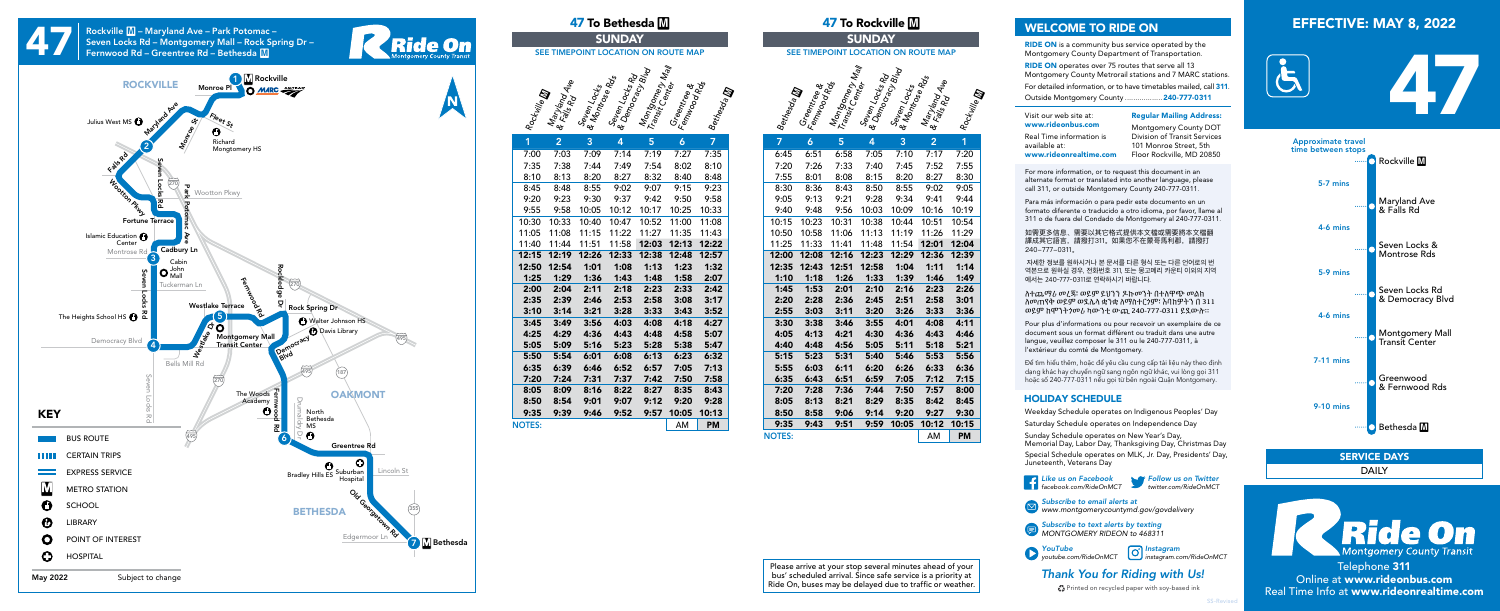# 47 Rockville M – Maryland Ave – Park Potomac – Seven Locks Rd – Montgomery Mall – Rock Spring Dr – Fernwood Rd – Greentree Rd – Bethesda M

Ride On
Montgomery County Transit

ROCKVILLE

Rockville
Monroe Pl
MARC
AMTRAK
Julius West MS
Maryland Ave
Fleet St
Monroe St
Richard Montgomery HS
Falls Rd
Wootton Pkwy
Seven Locks Rd
Park Potomac Ave
Wootton Pkwy
Fortune Terrace
Islamic Education Center
Montrose Rd
Cadbury Ln
Cabin John Mall
Tuckerman Ln
Seven Locks Rd
Fernwood Rd
Rockledge Dr
Westlake Terrace
Rock Spring Dr
The Heights School HS
Walter Johnson HS
Davis Library
Montgomery Mall Transit Center
Democracy Blvd
Westlake Dr
Democracy Blvd
Bells Mill Rd
Seven Locks Rd
The Woods Academy
Fernwood Rd
Greentree Rd
Democracy Blvd
North Bethesda MS
OAKMONT
Bradley Hills ES
Suburban Hospital
Lincoln St
Old Georgetown Rd
BETHESDA
Edgemoor Ln
Bethesda

## KEY

- BUS ROUTE
- CERTAIN TRIPS
- EXPRESS SERVICE
- M METRO STATION
- SCHOOL
- LIBRARY
- POINT OF INTEREST
- HOSPITAL

May 2022 — Subject to change

## 47 To Bethesda M

**SUNDAY**

SEE TIMEPOINT LOCATION ON ROUTE MAP

| Rockville M | Maryland Ave & Falls Rd | Seven Locks & Montrose Rds | Seven Locks Rd & Democracy Blvd | Montgomery Mall Transit Center | Greentree & Fernwood Rds | Bethesda M |
|---|---|---|---|---|---|---|
| 1 | 2 | 3 | 4 | 5 | 6 | 7 |
| 7:00 | 7:03 | 7:09 | 7:14 | 7:19 | 7:27 | 7:35 |
| 7:35 | 7:38 | 7:44 | 7:49 | 7:54 | 8:02 | 8:10 |
| 8:10 | 8:13 | 8:20 | 8:27 | 8:32 | 8:40 | 8:48 |
| 8:45 | 8:48 | 8:55 | 9:02 | 9:07 | 9:15 | 9:23 |
| 9:20 | 9:23 | 9:30 | 9:37 | 9:42 | 9:50 | 9:58 |
| 9:55 | 9:58 | 10:05 | 10:12 | 10:17 | 10:25 | 10:33 |
| 10:30 | 10:33 | 10:40 | 10:47 | 10:52 | 11:00 | 11:08 |
| 11:05 | 11:08 | 11:15 | 11:22 | 11:27 | 11:35 | 11:43 |
| 11:40 | 11:44 | 11:51 | 11:58 | **12:03** | **12:13** | **12:22** |
| **12:15** | **12:19** | **12:26** | **12:33** | **12:38** | **12:48** | **12:57** |
| **12:50** | **12:54** | **1:01** | **1:08** | **1:13** | **1:23** | **1:32** |
| **1:25** | **1:29** | **1:36** | **1:43** | **1:48** | **1:58** | **2:07** |
| **2:00** | **2:04** | **2:11** | **2:18** | **2:23** | **2:33** | **2:42** |
| **2:35** | **2:39** | **2:46** | **2:53** | **2:58** | **3:08** | **3:17** |
| **3:10** | **3:14** | **3:21** | **3:28** | **3:33** | **3:43** | **3:52** |
| **3:45** | **3:49** | **3:56** | **4:03** | **4:08** | **4:18** | **4:27** |
| **4:25** | **4:29** | **4:36** | **4:43** | **4:48** | **4:58** | **5:07** |
| **5:05** | **5:09** | **5:16** | **5:23** | **5:28** | **5:38** | **5:47** |
| **5:50** | **5:54** | **6:01** | **6:08** | **6:13** | **6:23** | **6:32** |
| **6:35** | **6:39** | **6:46** | **6:52** | **6:57** | **7:05** | **7:13** |
| **7:20** | **7:24** | **7:31** | **7:37** | **7:42** | **7:50** | **7:58** |
| **8:05** | **8:09** | **8:16** | **8:22** | **8:27** | **8:35** | **8:43** |
| **8:50** | **8:54** | **9:01** | **9:07** | **9:12** | **9:20** | **9:28** |
| **9:35** | **9:39** | **9:46** | **9:52** | **9:57** | **10:05** | **10:13** |

NOTES: AM **PM**

## 47 To Rockville M

**SUNDAY**

SEE TIMEPOINT LOCATION ON ROUTE MAP

| Bethesda M | Greentree & Fernwood Rds | Montgomery Mall Transit Center | Seven Locks Rd & Democracy Blvd | Seven Locks & Montrose Rds | Maryland Ave & Falls Rd | Rockville M |
|---|---|---|---|---|---|---|
| 7 | 6 | 5 | 4 | 3 | 2 | 1 |
| 6:45 | 6:51 | 6:58 | 7:05 | 7:10 | 7:17 | 7:20 |
| 7:20 | 7:26 | 7:33 | 7:40 | 7:45 | 7:52 | 7:55 |
| 7:55 | 8:01 | 8:08 | 8:15 | 8:20 | 8:27 | 8:30 |
| 8:30 | 8:36 | 8:43 | 8:50 | 8:55 | 9:02 | 9:05 |
| 9:05 | 9:13 | 9:21 | 9:28 | 9:34 | 9:41 | 9:44 |
| 9:40 | 9:48 | 9:56 | 10:03 | 10:09 | 10:16 | 10:19 |
| 10:15 | 10:23 | 10:31 | 10:38 | 10:44 | 10:51 | 10:54 |
| 10:50 | 10:58 | 11:06 | 11:13 | 11:19 | 11:26 | 11:29 |
| 11:25 | 11:33 | 11:41 | 11:48 | 11:54 | **12:01** | **12:04** |
| **12:00** | **12:08** | **12:16** | **12:23** | **12:29** | **12:36** | **12:39** |
| **12:35** | **12:43** | **12:51** | **12:58** | **1:04** | **1:11** | **1:14** |
| **1:10** | **1:18** | **1:26** | **1:33** | **1:39** | **1:46** | **1:49** |
| **1:45** | **1:53** | **2:01** | **2:10** | **2:16** | **2:23** | **2:26** |
| **2:20** | **2:28** | **2:36** | **2:45** | **2:51** | **2:58** | **3:01** |
| **2:55** | **3:03** | **3:11** | **3:20** | **3:26** | **3:33** | **3:36** |
| **3:30** | **3:38** | **3:46** | **3:55** | **4:01** | **4:08** | **4:11** |
| **4:05** | **4:13** | **4:21** | **4:30** | **4:36** | **4:43** | **4:46** |
| **4:40** | **4:48** | **4:56** | **5:05** | **5:11** | **5:18** | **5:21** |
| **5:15** | **5:23** | **5:31** | **5:40** | **5:46** | **5:53** | **5:56** |
| **5:55** | **6:03** | **6:11** | **6:20** | **6:26** | **6:33** | **6:36** |
| **6:35** | **6:43** | **6:51** | **6:59** | **7:05** | **7:12** | **7:15** |
| **7:20** | **7:28** | **7:36** | **7:44** | **7:50** | **7:57** | **8:00** |
| **8:05** | **8:13** | **8:21** | **8:29** | **8:35** | **8:42** | **8:45** |
| **8:50** | **8:58** | **9:06** | **9:14** | **9:20** | **9:27** | **9:30** |
| **9:35** | **9:43** | **9:51** | **9:59** | **10:05** | **10:12** | **10:15** |

NOTES: AM **PM**

Please arrive at your stop several minutes ahead of your bus' scheduled arrival. Since safe service is a priority at Ride On, buses may be delayed due to traffic or weather.

## WELCOME TO RIDE ON

**RIDE ON** is a community bus service operated by the Montgomery County Department of Transportation.

**RIDE ON** operates over 75 routes that serve all 13 Montgomery County Metrorail stations and 7 MARC stations.

For detailed information, or to have timetables mailed, call **311**.

Outside Montgomery County .................... **240-777-0311**

Visit our web site at: **www.rideonbus.com**

Real Time information is available at: **www.rideonrealtime.com**

**Regular Mailing Address:**
Montgomery County DOT
Division of Transit Services
101 Monroe Street, 5th Floor Rockville, MD 20850

For more information, or to request this document in an alternate format or translated into another language, please call 311, or outside Montgomery County 240-777-0311.

Para más información o para pedir este documento en un formato diferente o traducido a otro idioma, por favor, llame al 311 o de fuera del Condado de Montgomery al 240-777-0311.

如需更多信息、需要以其它格式提供本文檔或需要將本文檔翻譯成其它語言，請撥打311。如果您不在蒙哥馬利郡，請撥打240–777–0311。

자세한 정보를 원하시거나 본 문서를 다른 형식 또는 다른 언어로의 번역본으로 원하실 경우, 전화번호 311 또는 몽고메리 카운티 이외의 지역에서는 240-777-0311로 연락하시기 바랍니다.

ለተጨማሪ መረጃ፣ ወይም ይህንን ጽሑፍ በተለዋጭ ቅርጸት ለማግኘት ወይም ወደሌላ ቋንቋ ለማስተርጎም፣ እባክዎትን በ 311 ወይም ከሞንትጎመሪ ካውንቲ ውጪ 240-777-0311 ይደውሉ።

Pour plus d'informations ou pour recevoir un exemplaire de ce document sous un format différent ou traduit dans une autre langue, veuillez composer le 311 ou le 240-777-0311, à l'extérieur du comté de Montgomery.

Để tìm hiểu thêm, hoặc để yêu cầu cung cấp tài liệu này theo định dạng khác hay chuyển ngữ sang ngôn ngữ khác, vui lòng gọi 311 hoặc số 240-777-0311 nếu gọi từ bên ngoài Quận Montgomery.

## HOLIDAY SCHEDULE

Weekday Schedule operates on Indigenous Peoples' Day

Saturday Schedule operates on Independence Day

Sunday Schedule operates on New Year's Day, Memorial Day, Labor Day, Thanksgiving Day, Christmas Day

Special Schedule operates on MLK, Jr. Day, Presidents' Day, Juneteenth, Veterans Day

Like us on Facebook — facebook.com/RideOnMCT

Follow us on Twitter — twitter.com/RideOnMCT

Subscribe to email alerts at — www.montgomerycountymd.gov/govdelivery

Subscribe to text alerts by texting — MONTGOMERY RIDEON to 468311

YouTube — youtube.com/RideOnMCT

Instagram — instagram.com/RideOnMCT

*Thank You for Riding with Us!*

Printed on recycled paper with soy-based ink

## EFFECTIVE: MAY 8, 2022

47

**Approximate travel time between stops**

- Rockville M
- 5-7 mins
- Maryland Ave & Falls Rd
- 4-6 mins
- Seven Locks & Montrose Rds
- 5-9 mins
- Seven Locks Rd & Democracy Blvd
- 4-6 mins
- Montgomery Mall Transit Center
- 7-11 mins
- Greenwood & Fernwood Rds
- 9-10 mins
- Bethesda M

**SERVICE DAYS**

DAILY

Ride On
Montgomery County Transit

Telephone **311**

Online at **www.rideonbus.com**

Real Time Info at **www.rideonrealtime.com**